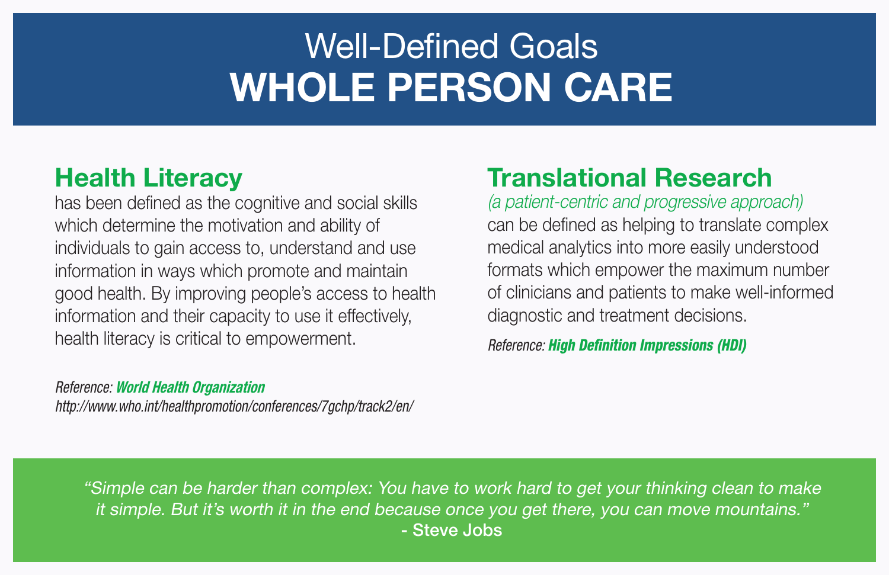# Well-Defined Goals

# WHOLE PERSON CARE

## Health Literacy

has been defined as the cognitive and social skills which determine the motivation and ability of individuals to gain access to, understand and use information in ways which promote and maintain good health. By improving people's access to health information and their capacity to use it effectively, health literacy is critical to empowerment.

*Reference:* ***World Health Organization***
*http://www.who.int/healthpromotion/conferences/7gchp/track2/en/*

## Translational Research

*(a patient-centric and progressive approach)*

can be defined as helping to translate complex medical analytics into more easily understood formats which empower the maximum number of clinicians and patients to make well-informed diagnostic and treatment decisions.

*Reference:* ***High Definition Impressions (HDI)***

*"Simple can be harder than complex: You have to work hard to get your thinking clean to make it simple. But it's worth it in the end because once you get there, you can move mountains."*

**- Steve Jobs**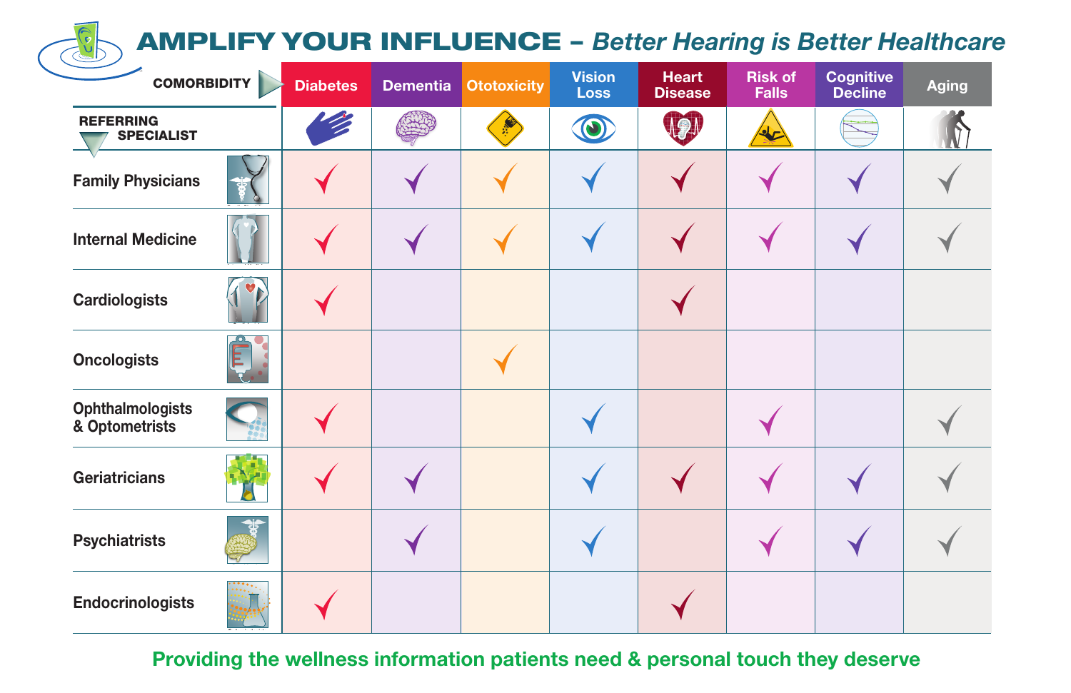# AMPLIFY YOUR INFLUENCE – *Better Hearing is Better Healthcare*

| REFERRING SPECIALIST / COMORBIDITY | Diabetes | Dementia | Ototoxicity | Vision Loss | Heart Disease | Risk of Falls | Cognitive Decline | Aging |
|---|---|---|---|---|---|---|---|---|
| Family Physicians | ✓ | ✓ | ✓ | ✓ | ✓ | ✓ | ✓ | ✓ |
| Internal Medicine | ✓ | ✓ | ✓ | ✓ | ✓ | ✓ | ✓ | ✓ |
| Cardiologists | ✓ | | | | ✓ | | | |
| Oncologists | | | ✓ | | | | | |
| Ophthalmologists & Optometrists | ✓ | | | ✓ | | ✓ | | ✓ |
| Geriatricians | ✓ | ✓ | | ✓ | ✓ | ✓ | ✓ | ✓ |
| Psychiatrists | | ✓ | | ✓ | | ✓ | ✓ | ✓ |
| Endocrinologists | ✓ | | | | ✓ | | | |

**Providing the wellness information patients need & personal touch they deserve**